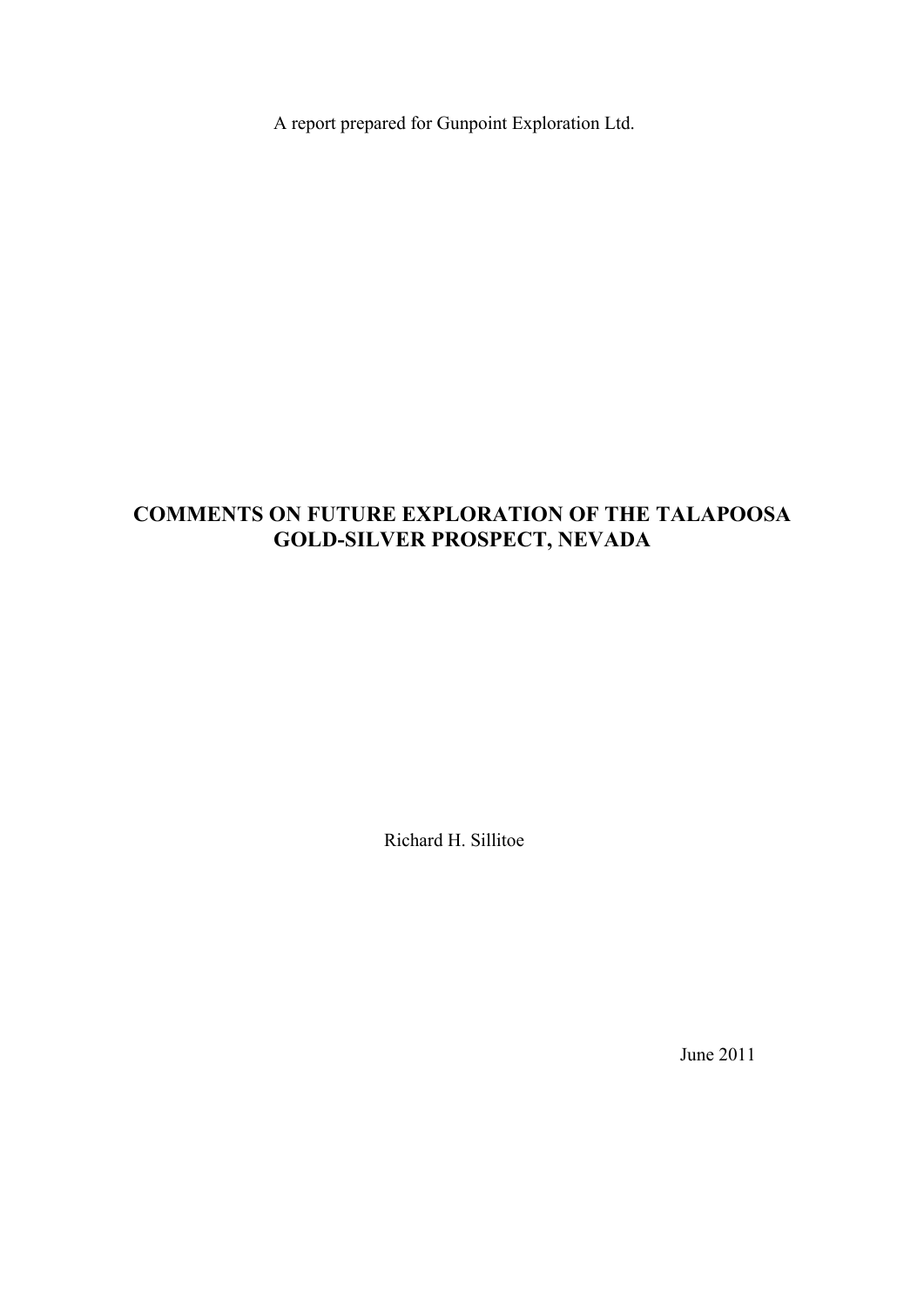A report prepared for Gunpoint Exploration Ltd.

# COMMENTS ON FUTURE EXPLORATION OF THE TALAPOOSA GOLD-SILVER PROSPECT, NEVADA

Richard H. Sillitoe

June 2011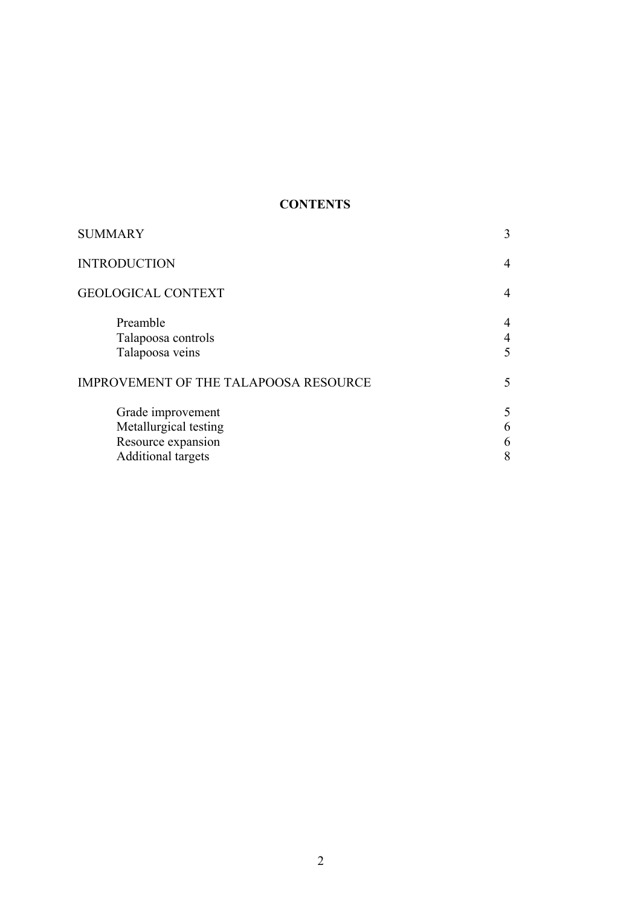# CONTENTS

| | |
|---|---|
| SUMMARY | 3 |
| INTRODUCTION | 4 |
| GEOLOGICAL CONTEXT | 4 |
| Preamble | 4 |
| Talapoosa controls | 4 |
| Talapoosa veins | 5 |
| IMPROVEMENT OF THE TALAPOOSA RESOURCE | 5 |
| Grade improvement | 5 |
| Metallurgical testing | 6 |
| Resource expansion | 6 |
| Additional targets | 8 |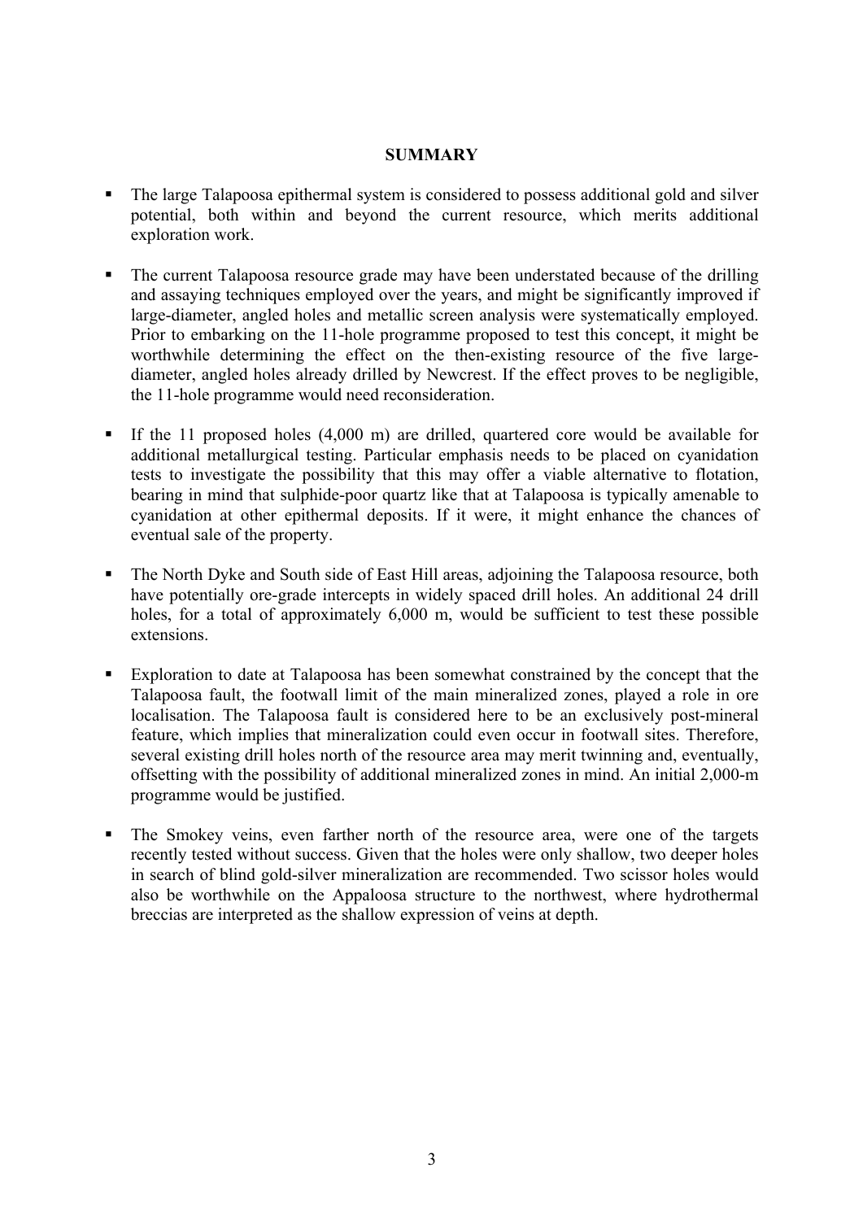## SUMMARY

- The large Talapoosa epithermal system is considered to possess additional gold and silver potential, both within and beyond the current resource, which merits additional exploration work.

- The current Talapoosa resource grade may have been understated because of the drilling and assaying techniques employed over the years, and might be significantly improved if large-diameter, angled holes and metallic screen analysis were systematically employed. Prior to embarking on the 11-hole programme proposed to test this concept, it might be worthwhile determining the effect on the then-existing resource of the five large-diameter, angled holes already drilled by Newcrest. If the effect proves to be negligible, the 11-hole programme would need reconsideration.

- If the 11 proposed holes (4,000 m) are drilled, quartered core would be available for additional metallurgical testing. Particular emphasis needs to be placed on cyanidation tests to investigate the possibility that this may offer a viable alternative to flotation, bearing in mind that sulphide-poor quartz like that at Talapoosa is typically amenable to cyanidation at other epithermal deposits. If it were, it might enhance the chances of eventual sale of the property.

- The North Dyke and South side of East Hill areas, adjoining the Talapoosa resource, both have potentially ore-grade intercepts in widely spaced drill holes. An additional 24 drill holes, for a total of approximately 6,000 m, would be sufficient to test these possible extensions.

- Exploration to date at Talapoosa has been somewhat constrained by the concept that the Talapoosa fault, the footwall limit of the main mineralized zones, played a role in ore localisation. The Talapoosa fault is considered here to be an exclusively post-mineral feature, which implies that mineralization could even occur in footwall sites. Therefore, several existing drill holes north of the resource area may merit twinning and, eventually, offsetting with the possibility of additional mineralized zones in mind. An initial 2,000-m programme would be justified.

- The Smokey veins, even farther north of the resource area, were one of the targets recently tested without success. Given that the holes were only shallow, two deeper holes in search of blind gold-silver mineralization are recommended. Two scissor holes would also be worthwhile on the Appaloosa structure to the northwest, where hydrothermal breccias are interpreted as the shallow expression of veins at depth.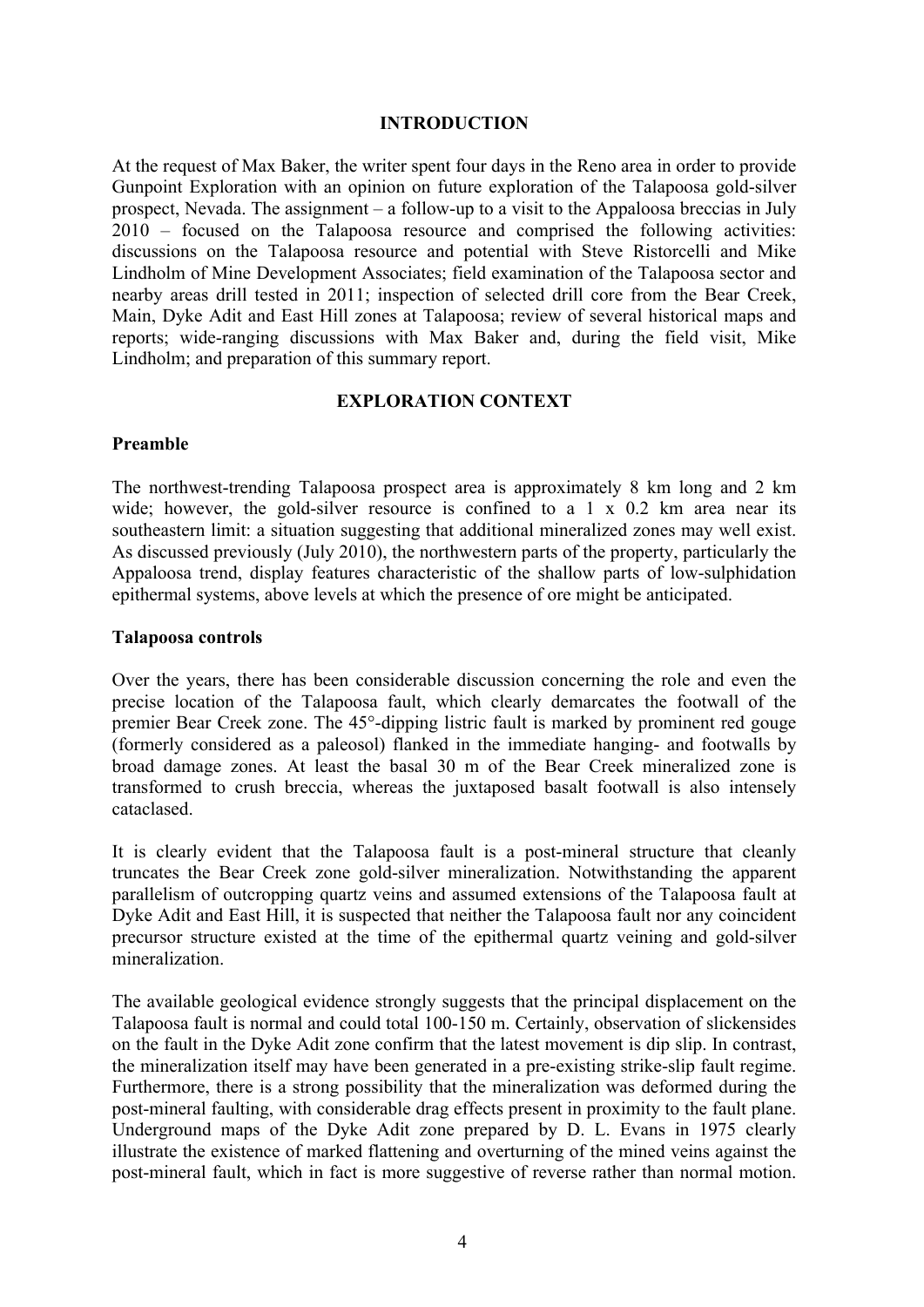## INTRODUCTION

At the request of Max Baker, the writer spent four days in the Reno area in order to provide Gunpoint Exploration with an opinion on future exploration of the Talapoosa gold-silver prospect, Nevada. The assignment – a follow-up to a visit to the Appaloosa breccias in July 2010 – focused on the Talapoosa resource and comprised the following activities: discussions on the Talapoosa resource and potential with Steve Ristorcelli and Mike Lindholm of Mine Development Associates; field examination of the Talapoosa sector and nearby areas drill tested in 2011; inspection of selected drill core from the Bear Creek, Main, Dyke Adit and East Hill zones at Talapoosa; review of several historical maps and reports; wide-ranging discussions with Max Baker and, during the field visit, Mike Lindholm; and preparation of this summary report.

## EXPLORATION CONTEXT

### Preamble

The northwest-trending Talapoosa prospect area is approximately 8 km long and 2 km wide; however, the gold-silver resource is confined to a 1 x 0.2 km area near its southeastern limit: a situation suggesting that additional mineralized zones may well exist. As discussed previously (July 2010), the northwestern parts of the property, particularly the Appaloosa trend, display features characteristic of the shallow parts of low-sulphidation epithermal systems, above levels at which the presence of ore might be anticipated.

### Talapoosa controls

Over the years, there has been considerable discussion concerning the role and even the precise location of the Talapoosa fault, which clearly demarcates the footwall of the premier Bear Creek zone. The 45°-dipping listric fault is marked by prominent red gouge (formerly considered as a paleosol) flanked in the immediate hanging- and footwalls by broad damage zones. At least the basal 30 m of the Bear Creek mineralized zone is transformed to crush breccia, whereas the juxtaposed basalt footwall is also intensely cataclased.

It is clearly evident that the Talapoosa fault is a post-mineral structure that cleanly truncates the Bear Creek zone gold-silver mineralization. Notwithstanding the apparent parallelism of outcropping quartz veins and assumed extensions of the Talapoosa fault at Dyke Adit and East Hill, it is suspected that neither the Talapoosa fault nor any coincident precursor structure existed at the time of the epithermal quartz veining and gold-silver mineralization.

The available geological evidence strongly suggests that the principal displacement on the Talapoosa fault is normal and could total 100-150 m. Certainly, observation of slickensides on the fault in the Dyke Adit zone confirm that the latest movement is dip slip. In contrast, the mineralization itself may have been generated in a pre-existing strike-slip fault regime. Furthermore, there is a strong possibility that the mineralization was deformed during the post-mineral faulting, with considerable drag effects present in proximity to the fault plane. Underground maps of the Dyke Adit zone prepared by D. L. Evans in 1975 clearly illustrate the existence of marked flattening and overturning of the mined veins against the post-mineral fault, which in fact is more suggestive of reverse rather than normal motion.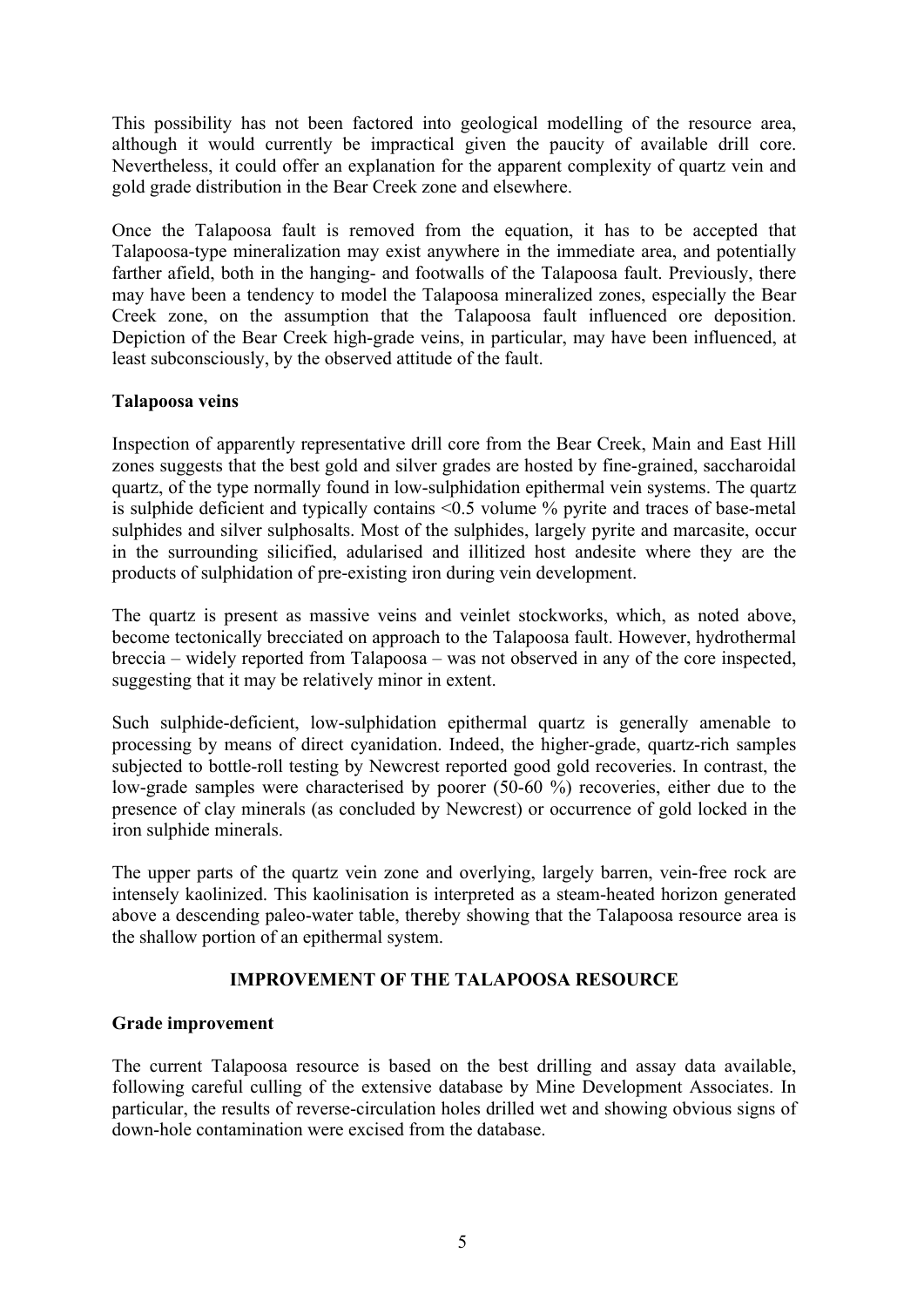This possibility has not been factored into geological modelling of the resource area, although it would currently be impractical given the paucity of available drill core. Nevertheless, it could offer an explanation for the apparent complexity of quartz vein and gold grade distribution in the Bear Creek zone and elsewhere.

Once the Talapoosa fault is removed from the equation, it has to be accepted that Talapoosa-type mineralization may exist anywhere in the immediate area, and potentially farther afield, both in the hanging- and footwalls of the Talapoosa fault. Previously, there may have been a tendency to model the Talapoosa mineralized zones, especially the Bear Creek zone, on the assumption that the Talapoosa fault influenced ore deposition. Depiction of the Bear Creek high-grade veins, in particular, may have been influenced, at least subconsciously, by the observed attitude of the fault.

**Talapoosa veins**

Inspection of apparently representative drill core from the Bear Creek, Main and East Hill zones suggests that the best gold and silver grades are hosted by fine-grained, saccharoidal quartz, of the type normally found in low-sulphidation epithermal vein systems. The quartz is sulphide deficient and typically contains <0.5 volume % pyrite and traces of base-metal sulphides and silver sulphosalts. Most of the sulphides, largely pyrite and marcasite, occur in the surrounding silicified, adularised and illitized host andesite where they are the products of sulphidation of pre-existing iron during vein development.

The quartz is present as massive veins and veinlet stockworks, which, as noted above, become tectonically brecciated on approach to the Talapoosa fault. However, hydrothermal breccia – widely reported from Talapoosa – was not observed in any of the core inspected, suggesting that it may be relatively minor in extent.

Such sulphide-deficient, low-sulphidation epithermal quartz is generally amenable to processing by means of direct cyanidation. Indeed, the higher-grade, quartz-rich samples subjected to bottle-roll testing by Newcrest reported good gold recoveries. In contrast, the low-grade samples were characterised by poorer (50-60 %) recoveries, either due to the presence of clay minerals (as concluded by Newcrest) or occurrence of gold locked in the iron sulphide minerals.

The upper parts of the quartz vein zone and overlying, largely barren, vein-free rock are intensely kaolinized. This kaolinisation is interpreted as a steam-heated horizon generated above a descending paleo-water table, thereby showing that the Talapoosa resource area is the shallow portion of an epithermal system.

## IMPROVEMENT OF THE TALAPOOSA RESOURCE

**Grade improvement**

The current Talapoosa resource is based on the best drilling and assay data available, following careful culling of the extensive database by Mine Development Associates. In particular, the results of reverse-circulation holes drilled wet and showing obvious signs of down-hole contamination were excised from the database.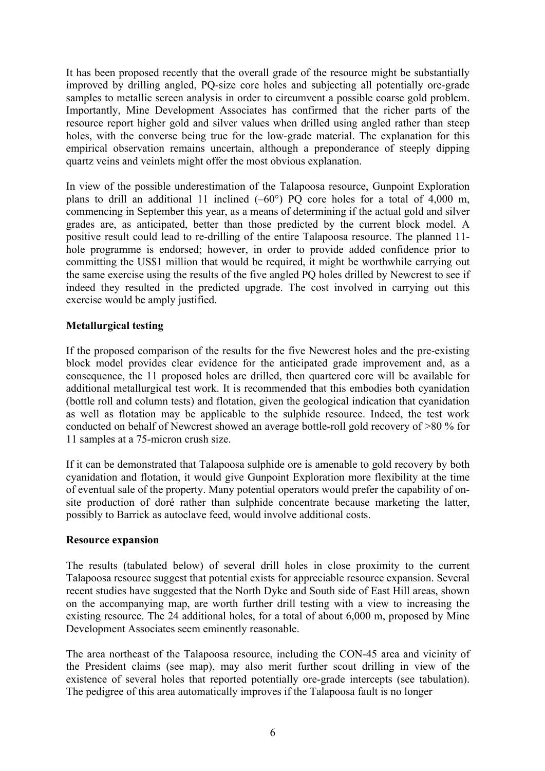It has been proposed recently that the overall grade of the resource might be substantially improved by drilling angled, PQ-size core holes and subjecting all potentially ore-grade samples to metallic screen analysis in order to circumvent a possible coarse gold problem. Importantly, Mine Development Associates has confirmed that the richer parts of the resource report higher gold and silver values when drilled using angled rather than steep holes, with the converse being true for the low-grade material. The explanation for this empirical observation remains uncertain, although a preponderance of steeply dipping quartz veins and veinlets might offer the most obvious explanation.

In view of the possible underestimation of the Talapoosa resource, Gunpoint Exploration plans to drill an additional 11 inclined (–60°) PQ core holes for a total of 4,000 m, commencing in September this year, as a means of determining if the actual gold and silver grades are, as anticipated, better than those predicted by the current block model. A positive result could lead to re-drilling of the entire Talapoosa resource. The planned 11-hole programme is endorsed; however, in order to provide added confidence prior to committing the US$1 million that would be required, it might be worthwhile carrying out the same exercise using the results of the five angled PQ holes drilled by Newcrest to see if indeed they resulted in the predicted upgrade. The cost involved in carrying out this exercise would be amply justified.

**Metallurgical testing**

If the proposed comparison of the results for the five Newcrest holes and the pre-existing block model provides clear evidence for the anticipated grade improvement and, as a consequence, the 11 proposed holes are drilled, then quartered core will be available for additional metallurgical test work. It is recommended that this embodies both cyanidation (bottle roll and column tests) and flotation, given the geological indication that cyanidation as well as flotation may be applicable to the sulphide resource. Indeed, the test work conducted on behalf of Newcrest showed an average bottle-roll gold recovery of >80 % for 11 samples at a 75-micron crush size.

If it can be demonstrated that Talapoosa sulphide ore is amenable to gold recovery by both cyanidation and flotation, it would give Gunpoint Exploration more flexibility at the time of eventual sale of the property. Many potential operators would prefer the capability of on-site production of doré rather than sulphide concentrate because marketing the latter, possibly to Barrick as autoclave feed, would involve additional costs.

**Resource expansion**

The results (tabulated below) of several drill holes in close proximity to the current Talapoosa resource suggest that potential exists for appreciable resource expansion. Several recent studies have suggested that the North Dyke and South side of East Hill areas, shown on the accompanying map, are worth further drill testing with a view to increasing the existing resource. The 24 additional holes, for a total of about 6,000 m, proposed by Mine Development Associates seem eminently reasonable.

The area northeast of the Talapoosa resource, including the CON-45 area and vicinity of the President claims (see map), may also merit further scout drilling in view of the existence of several holes that reported potentially ore-grade intercepts (see tabulation). The pedigree of this area automatically improves if the Talapoosa fault is no longer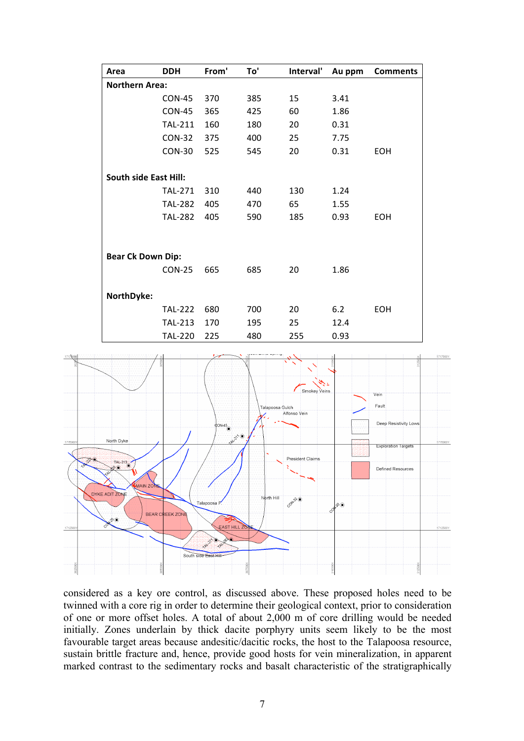| Area | DDH | From' | To' | Interval' | Au ppm | Comments |
|---|---|---|---|---|---|---|
| **Northern Area:** | | | | | | |
| | CON-45 | 370 | 385 | 15 | 3.41 | |
| | CON-45 | 365 | 425 | 60 | 1.86 | |
| | TAL-211 | 160 | 180 | 20 | 0.31 | |
| | CON-32 | 375 | 400 | 25 | 7.75 | |
| | CON-30 | 525 | 545 | 20 | 0.31 | EOH |
| **South side East Hill:** | | | | | | |
| | TAL-271 | 310 | 440 | 130 | 1.24 | |
| | TAL-282 | 405 | 470 | 65 | 1.55 | |
| | TAL-282 | 405 | 590 | 185 | 0.93 | EOH |
| **Bear Ck Down Dip:** | | | | | | |
| | CON-25 | 665 | 685 | 20 | 1.86 | |
| **NorthDyke:** | | | | | | |
| | TAL-222 | 680 | 700 | 20 | 6.2 | EOH |
| | TAL-213 | 170 | 195 | 25 | 12.4 | |
| | TAL-220 | 225 | 480 | 255 | 0.93 | |

considered as a key ore control, as discussed above. These proposed holes need to be twinned with a core rig in order to determine their geological context, prior to consideration of one or more offset holes. A total of about 2,000 m of core drilling would be needed initially. Zones underlain by thick dacite porphyry units seem likely to be the most favourable target areas because andesitic/dacitic rocks, the host to the Talapoosa resource, sustain brittle fracture and, hence, provide good hosts for vein mineralization, in apparent marked contrast to the sedimentary rocks and basalt characteristic of the stratigraphically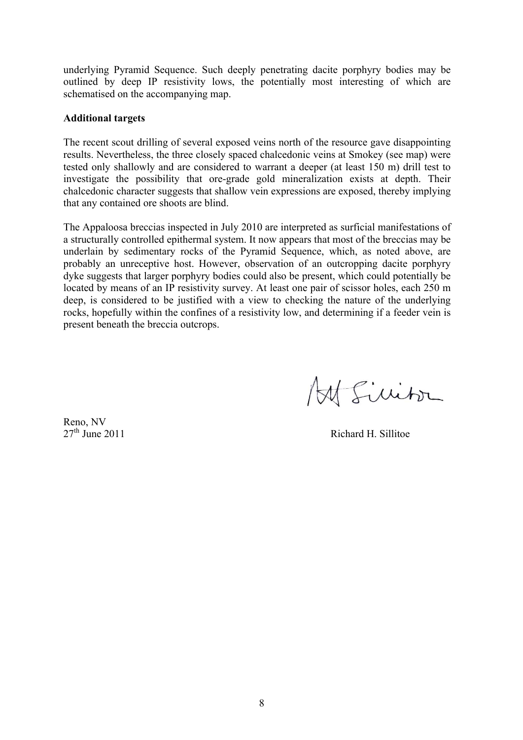underlying Pyramid Sequence. Such deeply penetrating dacite porphyry bodies may be outlined by deep IP resistivity lows, the potentially most interesting of which are schematised on the accompanying map.

**Additional targets**

The recent scout drilling of several exposed veins north of the resource gave disappointing results. Nevertheless, the three closely spaced chalcedonic veins at Smokey (see map) were tested only shallowly and are considered to warrant a deeper (at least 150 m) drill test to investigate the possibility that ore-grade gold mineralization exists at depth. Their chalcedonic character suggests that shallow vein expressions are exposed, thereby implying that any contained ore shoots are blind.

The Appaloosa breccias inspected in July 2010 are interpreted as surficial manifestations of a structurally controlled epithermal system. It now appears that most of the breccias may be underlain by sedimentary rocks of the Pyramid Sequence, which, as noted above, are probably an unreceptive host. However, observation of an outcropping dacite porphyry dyke suggests that larger porphyry bodies could also be present, which could potentially be located by means of an IP resistivity survey. At least one pair of scissor holes, each 250 m deep, is considered to be justified with a view to checking the nature of the underlying rocks, hopefully within the confines of a resistivity low, and determining if a feeder vein is present beneath the breccia outcrops.

Reno, NV
27th June 2011

Richard H. Sillitoe